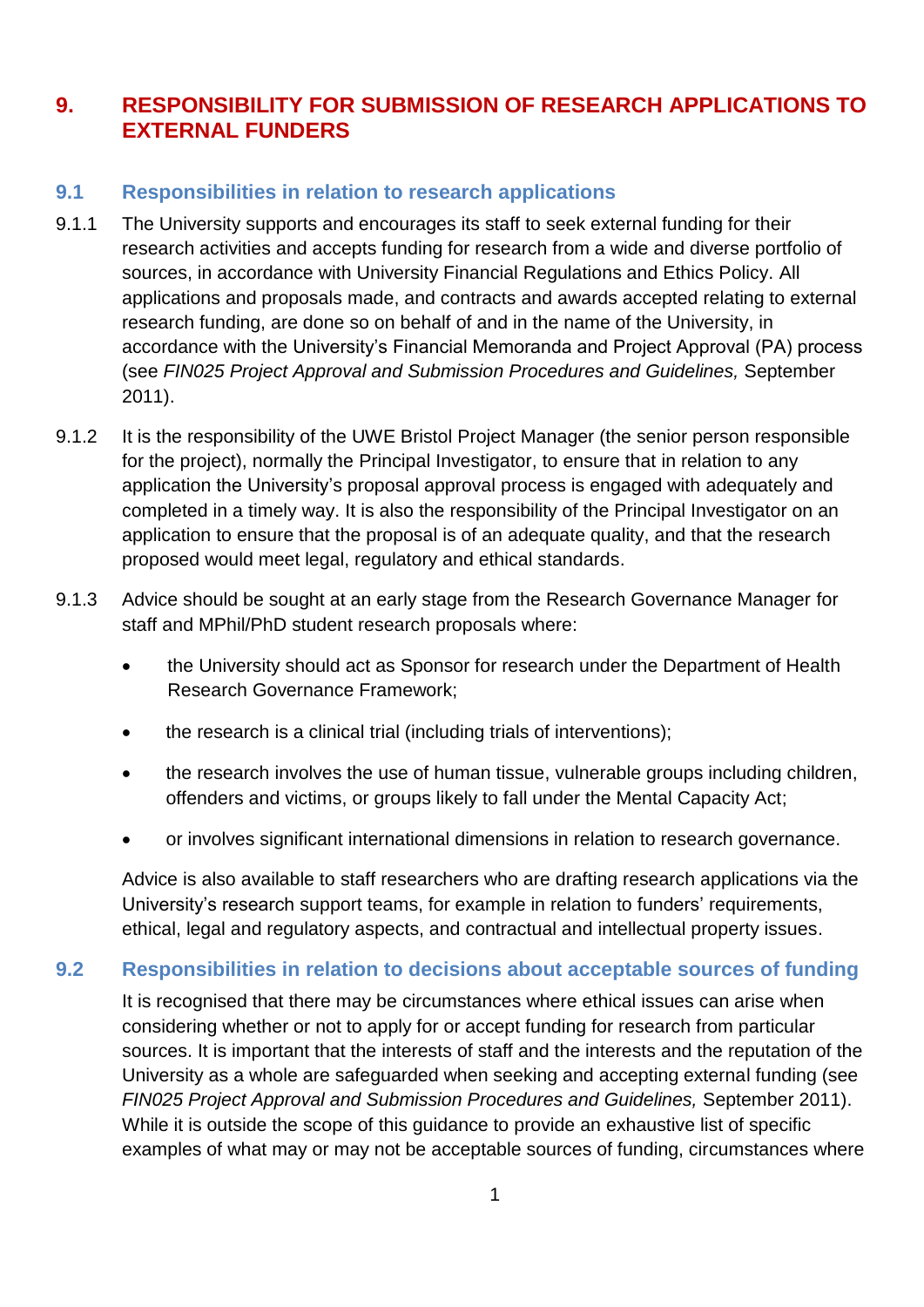# 9. RESPONSIBILITY FOR SUBMISSION OF RESEARCH APPLICATIONS TO EXTERNAL FUNDERS

## 9.1 Responsibilities in relation to research applications

9.1.1 The University supports and encourages its staff to seek external funding for their research activities and accepts funding for research from a wide and diverse portfolio of sources, in accordance with University Financial Regulations and Ethics Policy. All applications and proposals made, and contracts and awards accepted relating to external research funding, are done so on behalf of and in the name of the University, in accordance with the University's Financial Memoranda and Project Approval (PA) process (see *FIN025 Project Approval and Submission Procedures and Guidelines,* September 2011).

9.1.2 It is the responsibility of the UWE Bristol Project Manager (the senior person responsible for the project), normally the Principal Investigator, to ensure that in relation to any application the University's proposal approval process is engaged with adequately and completed in a timely way. It is also the responsibility of the Principal Investigator on an application to ensure that the proposal is of an adequate quality, and that the research proposed would meet legal, regulatory and ethical standards.

9.1.3 Advice should be sought at an early stage from the Research Governance Manager for staff and MPhil/PhD student research proposals where:

- the University should act as Sponsor for research under the Department of Health Research Governance Framework;
- the research is a clinical trial (including trials of interventions);
- the research involves the use of human tissue, vulnerable groups including children, offenders and victims, or groups likely to fall under the Mental Capacity Act;
- or involves significant international dimensions in relation to research governance.

Advice is also available to staff researchers who are drafting research applications via the University's research support teams, for example in relation to funders' requirements, ethical, legal and regulatory aspects, and contractual and intellectual property issues.

## 9.2 Responsibilities in relation to decisions about acceptable sources of funding

It is recognised that there may be circumstances where ethical issues can arise when considering whether or not to apply for or accept funding for research from particular sources. It is important that the interests of staff and the interests and the reputation of the University as a whole are safeguarded when seeking and accepting external funding (see *FIN025 Project Approval and Submission Procedures and Guidelines,* September 2011). While it is outside the scope of this guidance to provide an exhaustive list of specific examples of what may or may not be acceptable sources of funding, circumstances where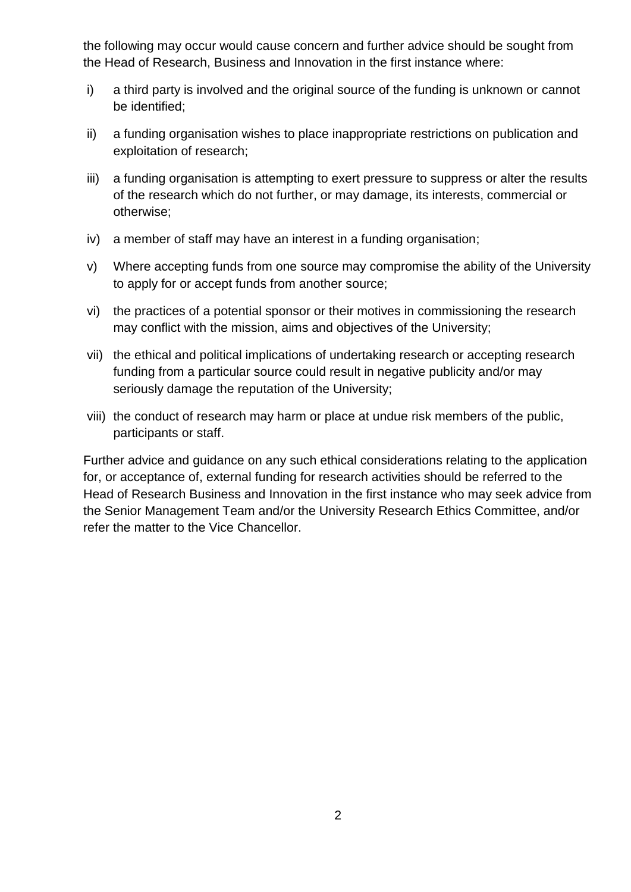the following may occur would cause concern and further advice should be sought from the Head of Research, Business and Innovation in the first instance where:

i) a third party is involved and the original source of the funding is unknown or cannot be identified;

ii) a funding organisation wishes to place inappropriate restrictions on publication and exploitation of research;

iii) a funding organisation is attempting to exert pressure to suppress or alter the results of the research which do not further, or may damage, its interests, commercial or otherwise;

iv) a member of staff may have an interest in a funding organisation;

v) Where accepting funds from one source may compromise the ability of the University to apply for or accept funds from another source;

vi) the practices of a potential sponsor or their motives in commissioning the research may conflict with the mission, aims and objectives of the University;

vii) the ethical and political implications of undertaking research or accepting research funding from a particular source could result in negative publicity and/or may seriously damage the reputation of the University;

viii) the conduct of research may harm or place at undue risk members of the public, participants or staff.

Further advice and guidance on any such ethical considerations relating to the application for, or acceptance of, external funding for research activities should be referred to the Head of Research Business and Innovation in the first instance who may seek advice from the Senior Management Team and/or the University Research Ethics Committee, and/or refer the matter to the Vice Chancellor.